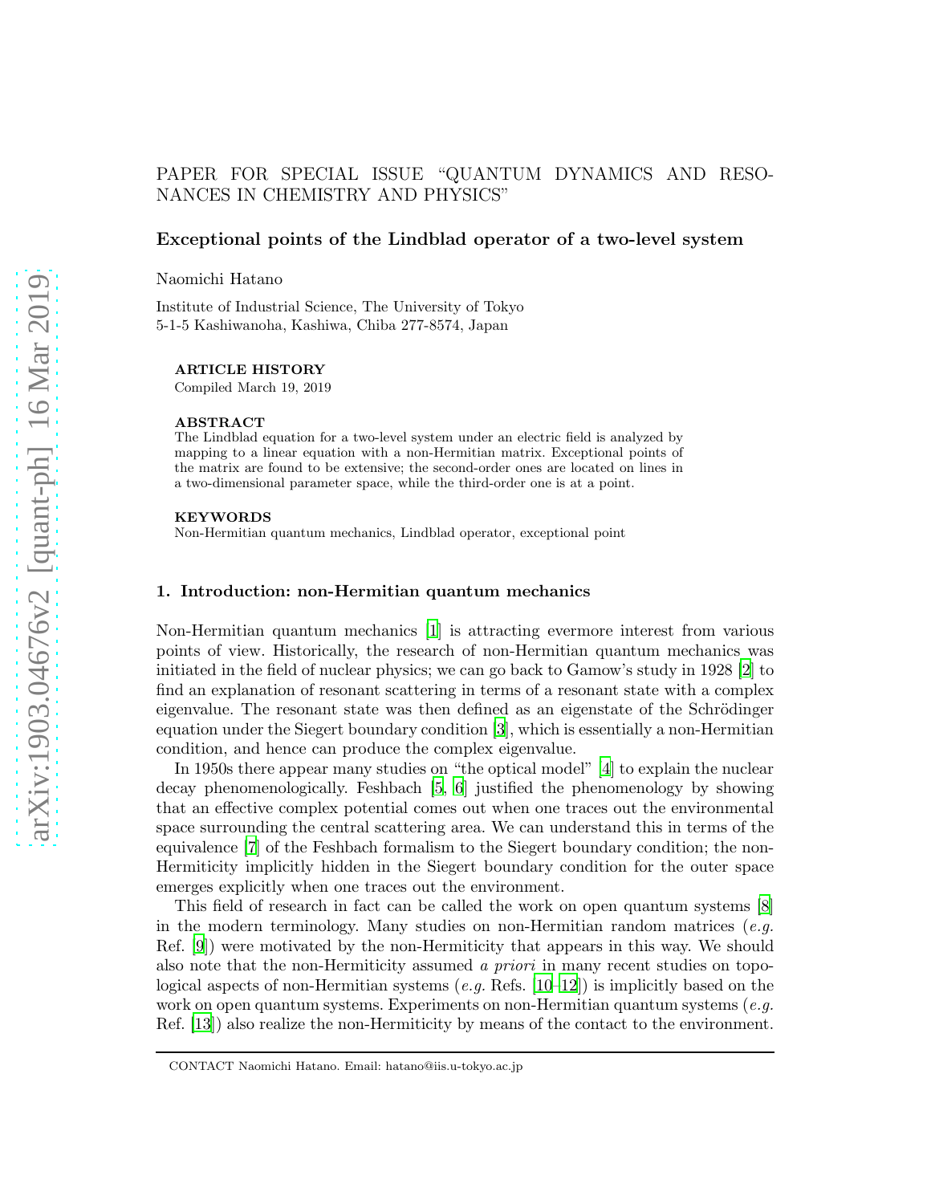PAPER FOR SPECIAL ISSUE "QUANTUM DYNAMICS AND RESONANCES IN CHEMISTRY AND PHYSICS"

# Exceptional points of the Lindblad operator of a two-level system

Naomichi Hatano

Institute of Industrial Science, The University of Tokyo
5-1-5 Kashiwanoha, Kashiwa, Chiba 277-8574, Japan

**ARTICLE HISTORY**
Compiled March 19, 2019

**ABSTRACT**
The Lindblad equation for a two-level system under an electric field is analyzed by mapping to a linear equation with a non-Hermitian matrix. Exceptional points of the matrix are found to be extensive; the second-order ones are located on lines in a two-dimensional parameter space, while the third-order one is at a point.

**KEYWORDS**
Non-Hermitian quantum mechanics, Lindblad operator, exceptional point

## 1. Introduction: non-Hermitian quantum mechanics

Non-Hermitian quantum mechanics [1] is attracting evermore interest from various points of view. Historically, the research of non-Hermitian quantum mechanics was initiated in the field of nuclear physics; we can go back to Gamow's study in 1928 [2] to find an explanation of resonant scattering in terms of a resonant state with a complex eigenvalue. The resonant state was then defined as an eigenstate of the Schrödinger equation under the Siegert boundary condition [3], which is essentially a non-Hermitian condition, and hence can produce the complex eigenvalue.

In 1950s there appear many studies on "the optical model" [4] to explain the nuclear decay phenomenologically. Feshbach [5, 6] justified the phenomenology by showing that an effective complex potential comes out when one traces out the environmental space surrounding the central scattering area. We can understand this in terms of the equivalence [7] of the Feshbach formalism to the Siegert boundary condition; the non-Hermiticity implicitly hidden in the Siegert boundary condition for the outer space emerges explicitly when one traces out the environment.

This field of research in fact can be called the work on open quantum systems [8] in the modern terminology. Many studies on non-Hermitian random matrices (*e.g.* Ref. [9]) were motivated by the non-Hermiticity that appears in this way. We should also note that the non-Hermiticity assumed *a priori* in many recent studies on topological aspects of non-Hermitian systems (*e.g.* Refs. [10–12]) is implicitly based on the work on open quantum systems. Experiments on non-Hermitian quantum systems (*e.g.* Ref. [13]) also realize the non-Hermiticity by means of the contact to the environment.

CONTACT Naomichi Hatano. Email: hatano@iis.u-tokyo.ac.jp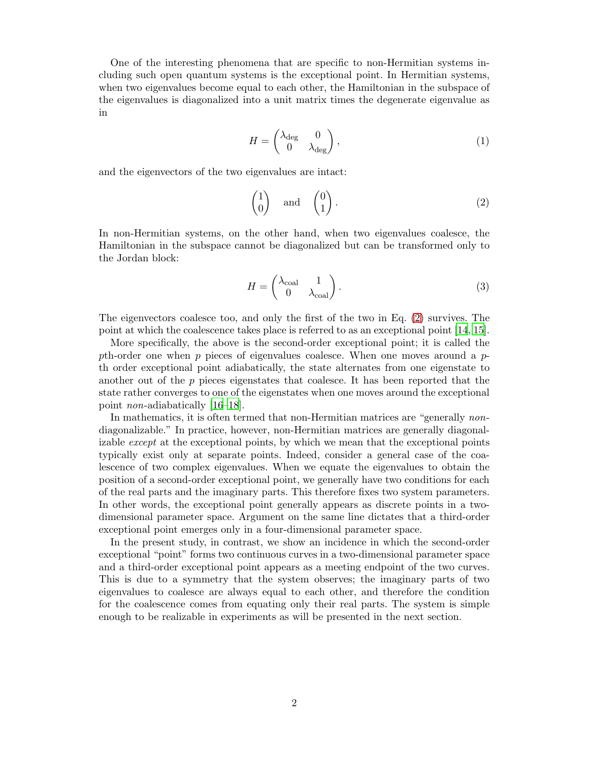One of the interesting phenomena that are specific to non-Hermitian systems including such open quantum systems is the exceptional point. In Hermitian systems, when two eigenvalues become equal to each other, the Hamiltonian in the subspace of the eigenvalues is diagonalized into a unit matrix times the degenerate eigenvalue as in

$$H = \begin{pmatrix} \lambda_{\text{deg}} & 0 \\ 0 & \lambda_{\text{deg}} \end{pmatrix}, \tag{1}$$

and the eigenvectors of the two eigenvalues are intact:

$$\begin{pmatrix} 1 \\ 0 \end{pmatrix} \quad \text{and} \quad \begin{pmatrix} 0 \\ 1 \end{pmatrix}. \tag{2}$$

In non-Hermitian systems, on the other hand, when two eigenvalues coalesce, the Hamiltonian in the subspace cannot be diagonalized but can be transformed only to the Jordan block:

$$H = \begin{pmatrix} \lambda_{\text{coal}} & 1 \\ 0 & \lambda_{\text{coal}} \end{pmatrix}. \tag{3}$$

The eigenvectors coalesce too, and only the first of the two in Eq. (2) survives. The point at which the coalescence takes place is referred to as an exceptional point [14, 15].

More specifically, the above is the second-order exceptional point; it is called the $p$th-order one when $p$ pieces of eigenvalues coalesce. When one moves around a $p$-th order exceptional point adiabatically, the state alternates from one eigenstate to another out of the $p$ pieces eigenstates that coalesce. It has been reported that the state rather converges to one of the eigenstates when one moves around the exceptional point *non*-adiabatically [16–18].

In mathematics, it is often termed that non-Hermitian matrices are "generally *non*-diagonalizable." In practice, however, non-Hermitian matrices are generally diagonalizable *except* at the exceptional points, by which we mean that the exceptional points typically exist only at separate points. Indeed, consider a general case of the coalescence of two complex eigenvalues. When we equate the eigenvalues to obtain the position of a second-order exceptional point, we generally have two conditions for each of the real parts and the imaginary parts. This therefore fixes two system parameters. In other words, the exceptional point generally appears as discrete points in a two-dimensional parameter space. Argument on the same line dictates that a third-order exceptional point emerges only in a four-dimensional parameter space.

In the present study, in contrast, we show an incidence in which the second-order exceptional "point" forms two continuous curves in a two-dimensional parameter space and a third-order exceptional point appears as a meeting endpoint of the two curves. This is due to a symmetry that the system observes; the imaginary parts of two eigenvalues to coalesce are always equal to each other, and therefore the condition for the coalescence comes from equating only their real parts. The system is simple enough to be realizable in experiments as will be presented in the next section.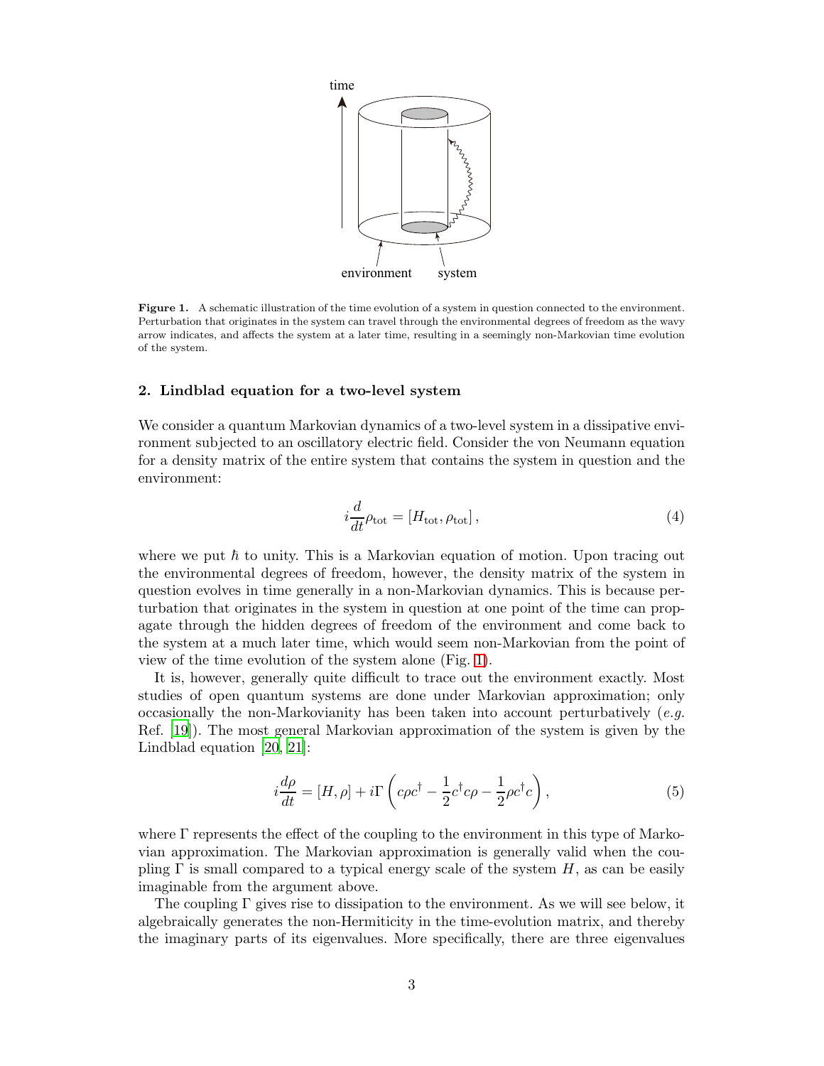**Figure 1.** A schematic illustration of the time evolution of a system in question connected to the environment. Perturbation that originates in the system can travel through the environmental degrees of freedom as the wavy arrow indicates, and affects the system at a later time, resulting in a seemingly non-Markovian time evolution of the system.

## 2. Lindblad equation for a two-level system

We consider a quantum Markovian dynamics of a two-level system in a dissipative environment subjected to an oscillatory electric field. Consider the von Neumann equation for a density matrix of the entire system that contains the system in question and the environment:

$$i\frac{d}{dt}\rho_{\mathrm{tot}} = [H_{\mathrm{tot}}, \rho_{\mathrm{tot}}], \tag{4}$$

where we put $\hbar$ to unity. This is a Markovian equation of motion. Upon tracing out the environmental degrees of freedom, however, the density matrix of the system in question evolves in time generally in a non-Markovian dynamics. This is because perturbation that originates in the system in question at one point of the time can propagate through the hidden degrees of freedom of the environment and come back to the system at a much later time, which would seem non-Markovian from the point of view of the time evolution of the system alone (Fig. 1).

It is, however, generally quite difficult to trace out the environment exactly. Most studies of open quantum systems are done under Markovian approximation; only occasionally the non-Markovianity has been taken into account perturbatively (*e.g.* Ref. [19]). The most general Markovian approximation of the system is given by the Lindblad equation [20, 21]:

$$i\frac{d\rho}{dt} = [H, \rho] + i\Gamma\left(c\rho c^\dagger - \frac{1}{2}c^\dagger c\rho - \frac{1}{2}\rho c^\dagger c\right), \tag{5}$$

where $\Gamma$ represents the effect of the coupling to the environment in this type of Markovian approximation. The Markovian approximation is generally valid when the coupling $\Gamma$ is small compared to a typical energy scale of the system $H$, as can be easily imaginable from the argument above.

The coupling $\Gamma$ gives rise to dissipation to the environment. As we will see below, it algebraically generates the non-Hermiticity in the time-evolution matrix, and thereby the imaginary parts of its eigenvalues. More specifically, there are three eigenvalues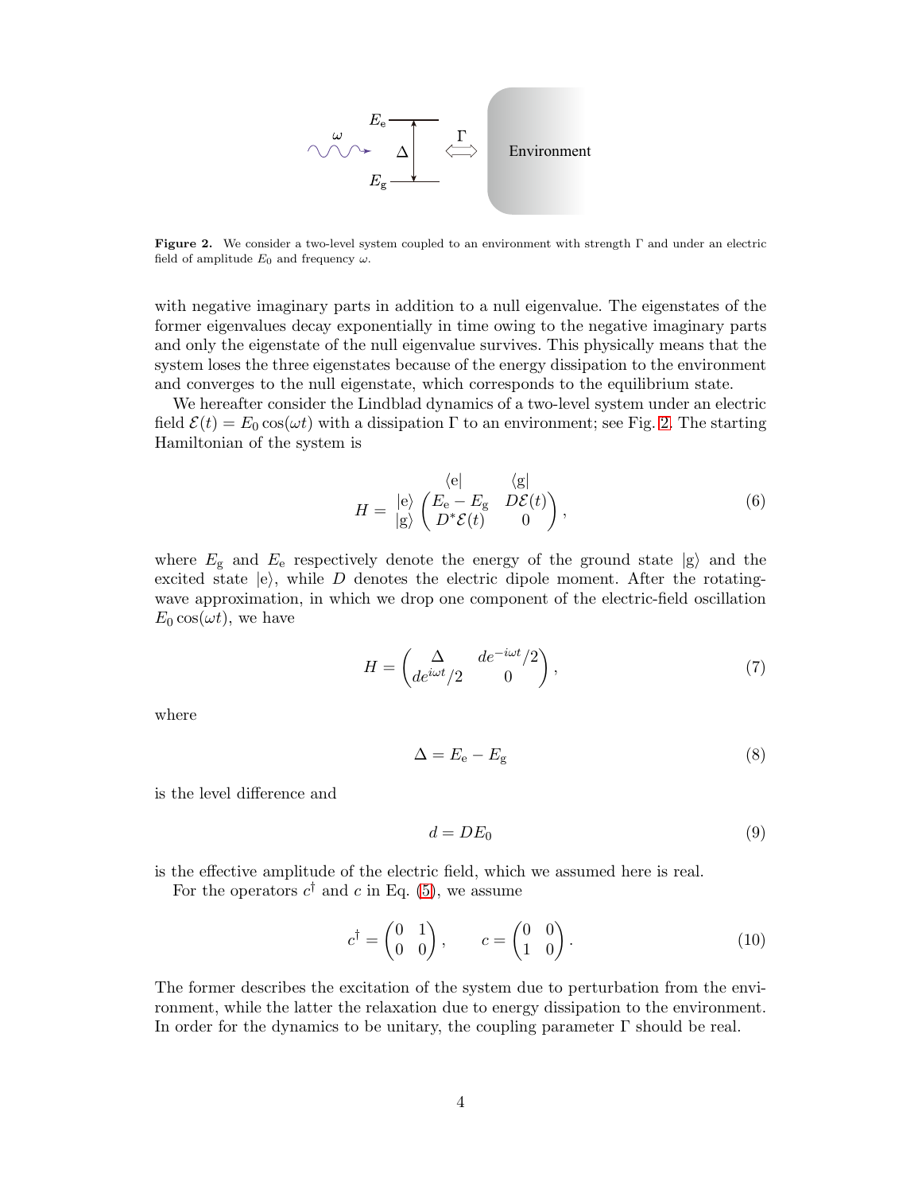**Figure 2.** We consider a two-level system coupled to an environment with strength $\Gamma$ and under an electric field of amplitude $E_0$ and frequency $\omega$.

with negative imaginary parts in addition to a null eigenvalue. The eigenstates of the former eigenvalues decay exponentially in time owing to the negative imaginary parts and only the eigenstate of the null eigenvalue survives. This physically means that the system loses the three eigenstates because of the energy dissipation to the environment and converges to the null eigenstate, which corresponds to the equilibrium state.

We hereafter consider the Lindblad dynamics of a two-level system under an electric field $\mathcal{E}(t) = E_0 \cos(\omega t)$ with a dissipation $\Gamma$ to an environment; see Fig. 2. The starting Hamiltonian of the system is

$$H = \begin{array}{c} \\ |\mathrm{e}\rangle \\ |\mathrm{g}\rangle \end{array} \begin{array}{c} \begin{array}{cc} \langle \mathrm{e}| & \langle \mathrm{g}| \end{array} \\ \begin{pmatrix} E_\mathrm{e} - E_\mathrm{g} & D\mathcal{E}(t) \\ D^*\mathcal{E}(t) & 0 \end{pmatrix} \end{array}, \tag{6}$$

where $E_\mathrm{g}$ and $E_\mathrm{e}$ respectively denote the energy of the ground state $|\mathrm{g}\rangle$ and the excited state $|\mathrm{e}\rangle$, while $D$ denotes the electric dipole moment. After the rotating-wave approximation, in which we drop one component of the electric-field oscillation $E_0 \cos(\omega t)$, we have

$$H = \begin{pmatrix} \Delta & de^{-i\omega t}/2 \\ de^{i\omega t}/2 & 0 \end{pmatrix}, \tag{7}$$

where

$$\Delta = E_\mathrm{e} - E_\mathrm{g} \tag{8}$$

is the level difference and

$$d = DE_0 \tag{9}$$

is the effective amplitude of the electric field, which we assumed here is real.

For the operators $c^\dagger$ and $c$ in Eq. (5), we assume

$$c^\dagger = \begin{pmatrix} 0 & 1 \\ 0 & 0 \end{pmatrix}, \qquad c = \begin{pmatrix} 0 & 0 \\ 1 & 0 \end{pmatrix}. \tag{10}$$

The former describes the excitation of the system due to perturbation from the environment, while the latter the relaxation due to energy dissipation to the environment. In order for the dynamics to be unitary, the coupling parameter $\Gamma$ should be real.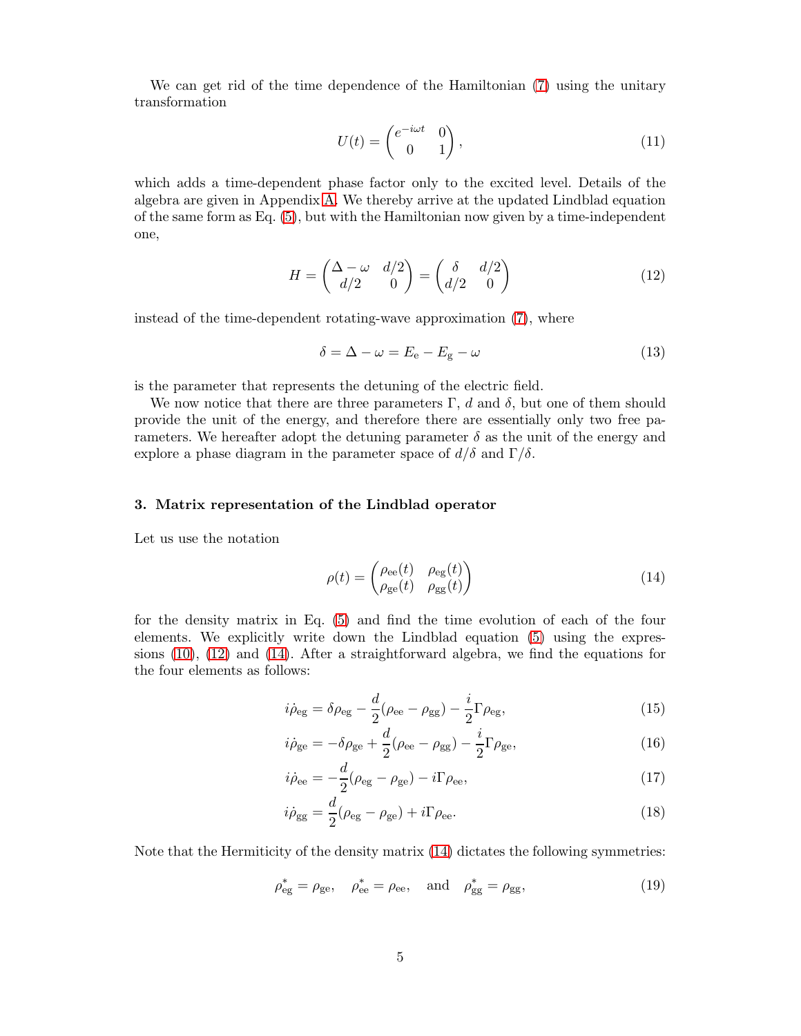We can get rid of the time dependence of the Hamiltonian (7) using the unitary transformation

$$U(t) = \begin{pmatrix} e^{-i\omega t} & 0 \\ 0 & 1 \end{pmatrix}, \tag{11}$$

which adds a time-dependent phase factor only to the excited level. Details of the algebra are given in Appendix A. We thereby arrive at the updated Lindblad equation of the same form as Eq. (5), but with the Hamiltonian now given by a time-independent one,

$$H = \begin{pmatrix} \Delta - \omega & d/2 \\ d/2 & 0 \end{pmatrix} = \begin{pmatrix} \delta & d/2 \\ d/2 & 0 \end{pmatrix} \tag{12}$$

instead of the time-dependent rotating-wave approximation (7), where

$$\delta = \Delta - \omega = E_{\mathrm{e}} - E_{\mathrm{g}} - \omega \tag{13}$$

is the parameter that represents the detuning of the electric field.

We now notice that there are three parameters $\Gamma$, $d$ and $\delta$, but one of them should provide the unit of the energy, and therefore there are essentially only two free parameters. We hereafter adopt the detuning parameter $\delta$ as the unit of the energy and explore a phase diagram in the parameter space of $d/\delta$ and $\Gamma/\delta$.

### 3. Matrix representation of the Lindblad operator

Let us use the notation

$$\rho(t) = \begin{pmatrix} \rho_{\mathrm{ee}}(t) & \rho_{\mathrm{eg}}(t) \\ \rho_{\mathrm{ge}}(t) & \rho_{\mathrm{gg}}(t) \end{pmatrix} \tag{14}$$

for the density matrix in Eq. (5) and find the time evolution of each of the four elements. We explicitly write down the Lindblad equation (5) using the expressions (10), (12) and (14). After a straightforward algebra, we find the equations for the four elements as follows:

$$i\dot{\rho}_{\mathrm{eg}} = \delta\rho_{\mathrm{eg}} - \frac{d}{2}(\rho_{\mathrm{ee}} - \rho_{\mathrm{gg}}) - \frac{i}{2}\Gamma\rho_{\mathrm{eg}}, \tag{15}$$

$$i\dot{\rho}_{\mathrm{ge}} = -\delta\rho_{\mathrm{ge}} + \frac{d}{2}(\rho_{\mathrm{ee}} - \rho_{\mathrm{gg}}) - \frac{i}{2}\Gamma\rho_{\mathrm{ge}}, \tag{16}$$

$$i\dot{\rho}_{\mathrm{ee}} = -\frac{d}{2}(\rho_{\mathrm{eg}} - \rho_{\mathrm{ge}}) - i\Gamma\rho_{\mathrm{ee}}, \tag{17}$$

$$i\dot{\rho}_{\mathrm{gg}} = \frac{d}{2}(\rho_{\mathrm{eg}} - \rho_{\mathrm{ge}}) + i\Gamma\rho_{\mathrm{ee}}. \tag{18}$$

Note that the Hermiticity of the density matrix (14) dictates the following symmetries:

$$\rho_{\mathrm{eg}}^* = \rho_{\mathrm{ge}}, \quad \rho_{\mathrm{ee}}^* = \rho_{\mathrm{ee}}, \quad \text{and} \quad \rho_{\mathrm{gg}}^* = \rho_{\mathrm{gg}}, \tag{19}$$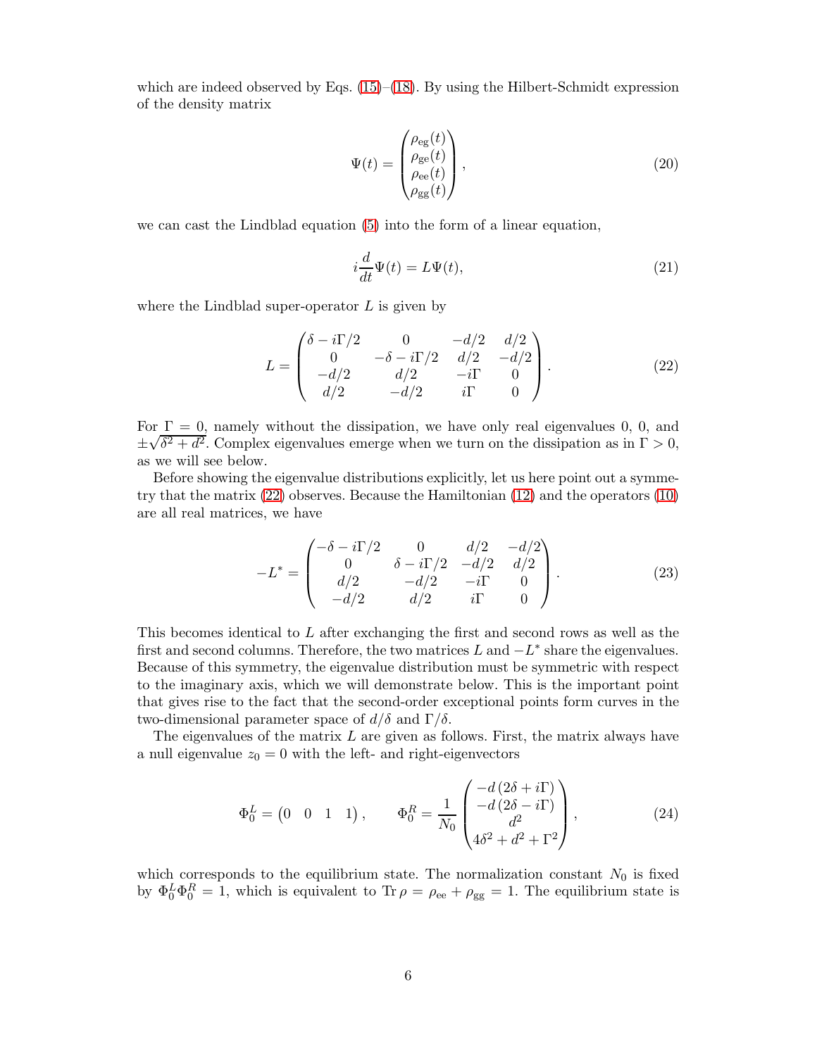which are indeed observed by Eqs. (15)–(18). By using the Hilbert-Schmidt expression of the density matrix

$$\Psi(t) = \begin{pmatrix} \rho_{\mathrm{eg}}(t) \\ \rho_{\mathrm{ge}}(t) \\ \rho_{\mathrm{ee}}(t) \\ \rho_{\mathrm{gg}}(t) \end{pmatrix}, \tag{20}$$

we can cast the Lindblad equation (5) into the form of a linear equation,

$$i\frac{d}{dt}\Psi(t) = L\Psi(t), \tag{21}$$

where the Lindblad super-operator $L$ is given by

$$L = \begin{pmatrix} \delta - i\Gamma/2 & 0 & -d/2 & d/2 \\ 0 & -\delta - i\Gamma/2 & d/2 & -d/2 \\ -d/2 & d/2 & -i\Gamma & 0 \\ d/2 & -d/2 & i\Gamma & 0 \end{pmatrix}. \tag{22}$$

For $\Gamma = 0$, namely without the dissipation, we have only real eigenvalues 0, 0, and $\pm\sqrt{\delta^2 + d^2}$. Complex eigenvalues emerge when we turn on the dissipation as in $\Gamma > 0$, as we will see below.

Before showing the eigenvalue distributions explicitly, let us here point out a symmetry that the matrix (22) observes. Because the Hamiltonian (12) and the operators (10) are all real matrices, we have

$$-L^* = \begin{pmatrix} -\delta - i\Gamma/2 & 0 & d/2 & -d/2 \\ 0 & \delta - i\Gamma/2 & -d/2 & d/2 \\ d/2 & -d/2 & -i\Gamma & 0 \\ -d/2 & d/2 & i\Gamma & 0 \end{pmatrix}. \tag{23}$$

This becomes identical to $L$ after exchanging the first and second rows as well as the first and second columns. Therefore, the two matrices $L$ and $-L^*$ share the eigenvalues. Because of this symmetry, the eigenvalue distribution must be symmetric with respect to the imaginary axis, which we will demonstrate below. This is the important point that gives rise to the fact that the second-order exceptional points form curves in the two-dimensional parameter space of $d/\delta$ and $\Gamma/\delta$.

The eigenvalues of the matrix $L$ are given as follows. First, the matrix always have a null eigenvalue $z_0 = 0$ with the left- and right-eigenvectors

$$\Phi_0^L = \begin{pmatrix} 0 & 0 & 1 & 1 \end{pmatrix}, \qquad \Phi_0^R = \frac{1}{N_0}\begin{pmatrix} -d\,(2\delta + i\Gamma) \\ -d\,(2\delta - i\Gamma) \\ d^2 \\ 4\delta^2 + d^2 + \Gamma^2 \end{pmatrix}, \tag{24}$$

which corresponds to the equilibrium state. The normalization constant $N_0$ is fixed by $\Phi_0^L\Phi_0^R = 1$, which is equivalent to $\mathrm{Tr}\,\rho = \rho_{\mathrm{ee}} + \rho_{\mathrm{gg}} = 1$. The equilibrium state is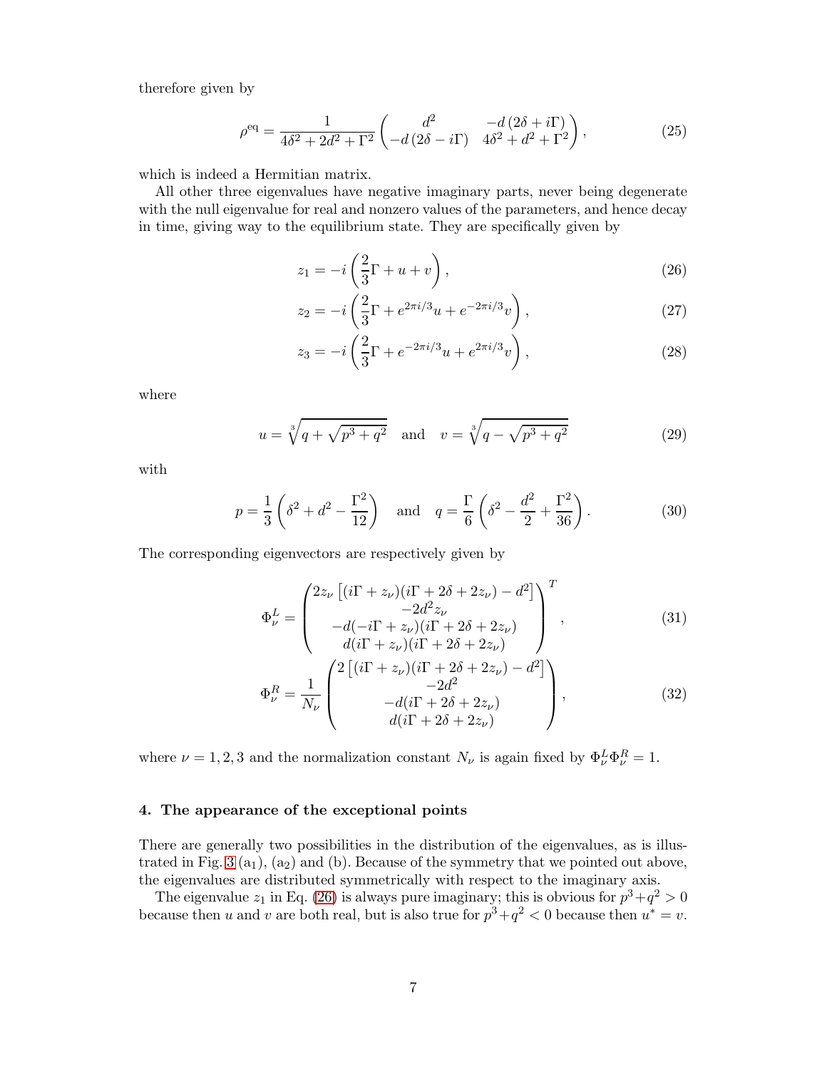therefore given by

$$
\rho^{\mathrm{eq}} = \frac{1}{4\delta^2 + 2d^2 + \Gamma^2} \begin{pmatrix} d^2 & -d\,(2\delta + i\Gamma) \\ -d\,(2\delta - i\Gamma) & 4\delta^2 + d^2 + \Gamma^2 \end{pmatrix}, \tag{25}
$$

which is indeed a Hermitian matrix.

All other three eigenvalues have negative imaginary parts, never being degenerate with the null eigenvalue for real and nonzero values of the parameters, and hence decay in time, giving way to the equilibrium state. They are specifically given by

$$
z_1 = -i\left(\frac{2}{3}\Gamma + u + v\right), \tag{26}
$$

$$
z_2 = -i\left(\frac{2}{3}\Gamma + e^{2\pi i/3}u + e^{-2\pi i/3}v\right), \tag{27}
$$

$$
z_3 = -i\left(\frac{2}{3}\Gamma + e^{-2\pi i/3}u + e^{2\pi i/3}v\right), \tag{28}
$$

where

$$
u = \sqrt[3]{q + \sqrt{p^3 + q^2}} \quad \text{and} \quad v = \sqrt[3]{q - \sqrt{p^3 + q^2}} \tag{29}
$$

with

$$
p = \frac{1}{3}\left(\delta^2 + d^2 - \frac{\Gamma^2}{12}\right) \quad \text{and} \quad q = \frac{\Gamma}{6}\left(\delta^2 - \frac{d^2}{2} + \frac{\Gamma^2}{36}\right). \tag{30}
$$

The corresponding eigenvectors are respectively given by

$$
\Phi_\nu^L = \begin{pmatrix} 2z_\nu\left[(i\Gamma + z_\nu)(i\Gamma + 2\delta + 2z_\nu) - d^2\right] \\ -2d^2 z_\nu \\ -d(-i\Gamma + z_\nu)(i\Gamma + 2\delta + 2z_\nu) \\ d(i\Gamma + z_\nu)(i\Gamma + 2\delta + 2z_\nu) \end{pmatrix}^T, \tag{31}
$$

$$
\Phi_\nu^R = \frac{1}{N_\nu}\begin{pmatrix} 2\left[(i\Gamma + z_\nu)(i\Gamma + 2\delta + 2z_\nu) - d^2\right] \\ -2d^2 \\ -d(i\Gamma + 2\delta + 2z_\nu) \\ d(i\Gamma + 2\delta + 2z_\nu) \end{pmatrix}, \tag{32}
$$

where $\nu = 1, 2, 3$ and the normalization constant $N_\nu$ is again fixed by $\Phi_\nu^L \Phi_\nu^R = 1$.

### 4. The appearance of the exceptional points

There are generally two possibilities in the distribution of the eigenvalues, as is illustrated in Fig. 3 ($a_1$), ($a_2$) and (b). Because of the symmetry that we pointed out above, the eigenvalues are distributed symmetrically with respect to the imaginary axis.

The eigenvalue $z_1$ in Eq. (26) is always pure imaginary; this is obvious for $p^3+q^2 > 0$ because then $u$ and $v$ are both real, but is also true for $p^3+q^2 < 0$ because then $u^* = v$.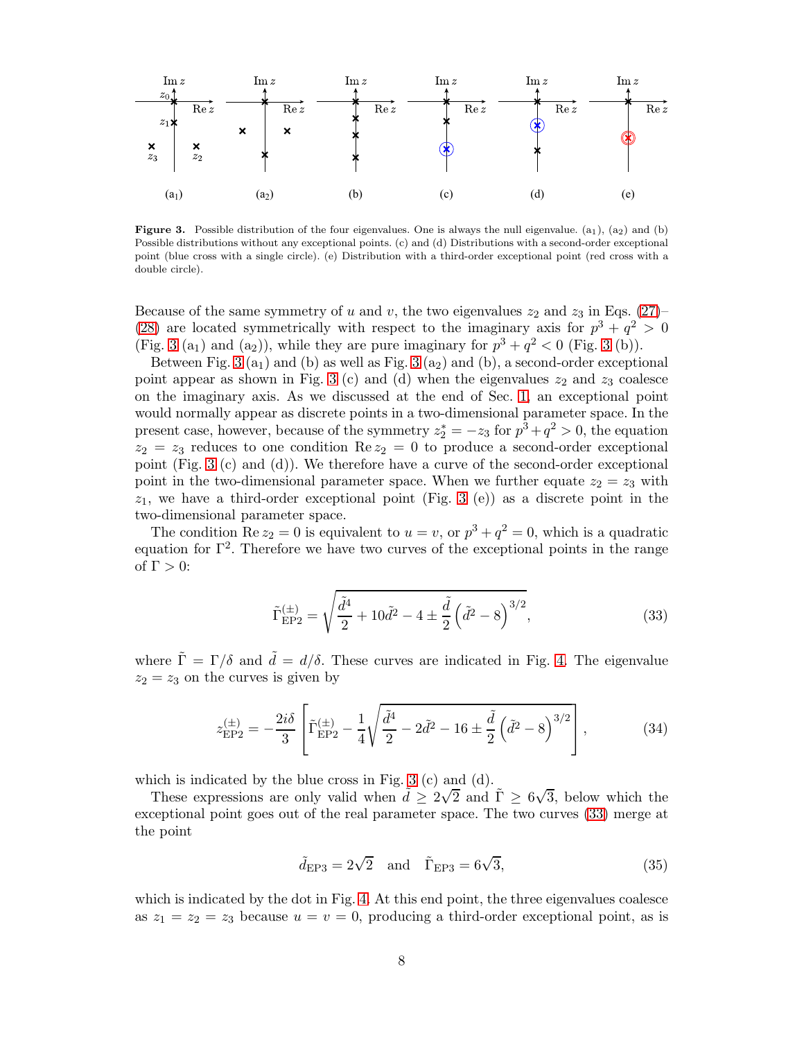**Figure 3.** Possible distribution of the four eigenvalues. One is always the null eigenvalue. (a$_1$), (a$_2$) and (b) Possible distributions without any exceptional points. (c) and (d) Distributions with a second-order exceptional point (blue cross with a single circle). (e) Distribution with a third-order exceptional point (red cross with a double circle).

Because of the same symmetry of $u$ and $v$, the two eigenvalues $z_2$ and $z_3$ in Eqs. (27)–(28) are located symmetrically with respect to the imaginary axis for $p^3 + q^2 > 0$ (Fig. 3 (a$_1$) and (a$_2$)), while they are pure imaginary for $p^3 + q^2 < 0$ (Fig. 3 (b)).

Between Fig. 3 (a$_1$) and (b) as well as Fig. 3 (a$_2$) and (b), a second-order exceptional point appear as shown in Fig. 3 (c) and (d) when the eigenvalues $z_2$ and $z_3$ coalesce on the imaginary axis. As we discussed at the end of Sec. 1, an exceptional point would normally appear as discrete points in a two-dimensional parameter space. In the present case, however, because of the symmetry $z_2^* = -z_3$ for $p^3 + q^2 > 0$, the equation $z_2 = z_3$ reduces to one condition $\operatorname{Re} z_2 = 0$ to produce a second-order exceptional point (Fig. 3 (c) and (d)). We therefore have a curve of the second-order exceptional point in the two-dimensional parameter space. When we further equate $z_2 = z_3$ with $z_1$, we have a third-order exceptional point (Fig. 3 (e)) as a discrete point in the two-dimensional parameter space.

The condition $\operatorname{Re} z_2 = 0$ is equivalent to $u = v$, or $p^3 + q^2 = 0$, which is a quadratic equation for $\Gamma^2$. Therefore we have two curves of the exceptional points in the range of $\Gamma > 0$:

$$\tilde{\Gamma}_{\mathrm{EP2}}^{(\pm)} = \sqrt{\frac{\tilde{d}^4}{2} + 10\tilde{d}^2 - 4 \pm \frac{\tilde{d}}{2}\left(\tilde{d}^2 - 8\right)^{3/2}}, \tag{33}$$

where $\tilde{\Gamma} = \Gamma/\delta$ and $\tilde{d} = d/\delta$. These curves are indicated in Fig. 4. The eigenvalue $z_2 = z_3$ on the curves is given by

$$z_{\mathrm{EP2}}^{(\pm)} = -\frac{2i\delta}{3}\left[\tilde{\Gamma}_{\mathrm{EP2}}^{(\pm)} - \frac{1}{4}\sqrt{\frac{\tilde{d}^4}{2} - 2\tilde{d}^2 - 16 \pm \frac{\tilde{d}}{2}\left(\tilde{d}^2 - 8\right)^{3/2}}\right], \tag{34}$$

which is indicated by the blue cross in Fig. 3 (c) and (d).

These expressions are only valid when $\tilde{d} \geq 2\sqrt{2}$ and $\tilde{\Gamma} \geq 6\sqrt{3}$, below which the exceptional point goes out of the real parameter space. The two curves (33) merge at the point

$$\tilde{d}_{\mathrm{EP3}} = 2\sqrt{2} \quad \text{and} \quad \tilde{\Gamma}_{\mathrm{EP3}} = 6\sqrt{3}, \tag{35}$$

which is indicated by the dot in Fig. 4. At this end point, the three eigenvalues coalesce as $z_1 = z_2 = z_3$ because $u = v = 0$, producing a third-order exceptional point, as is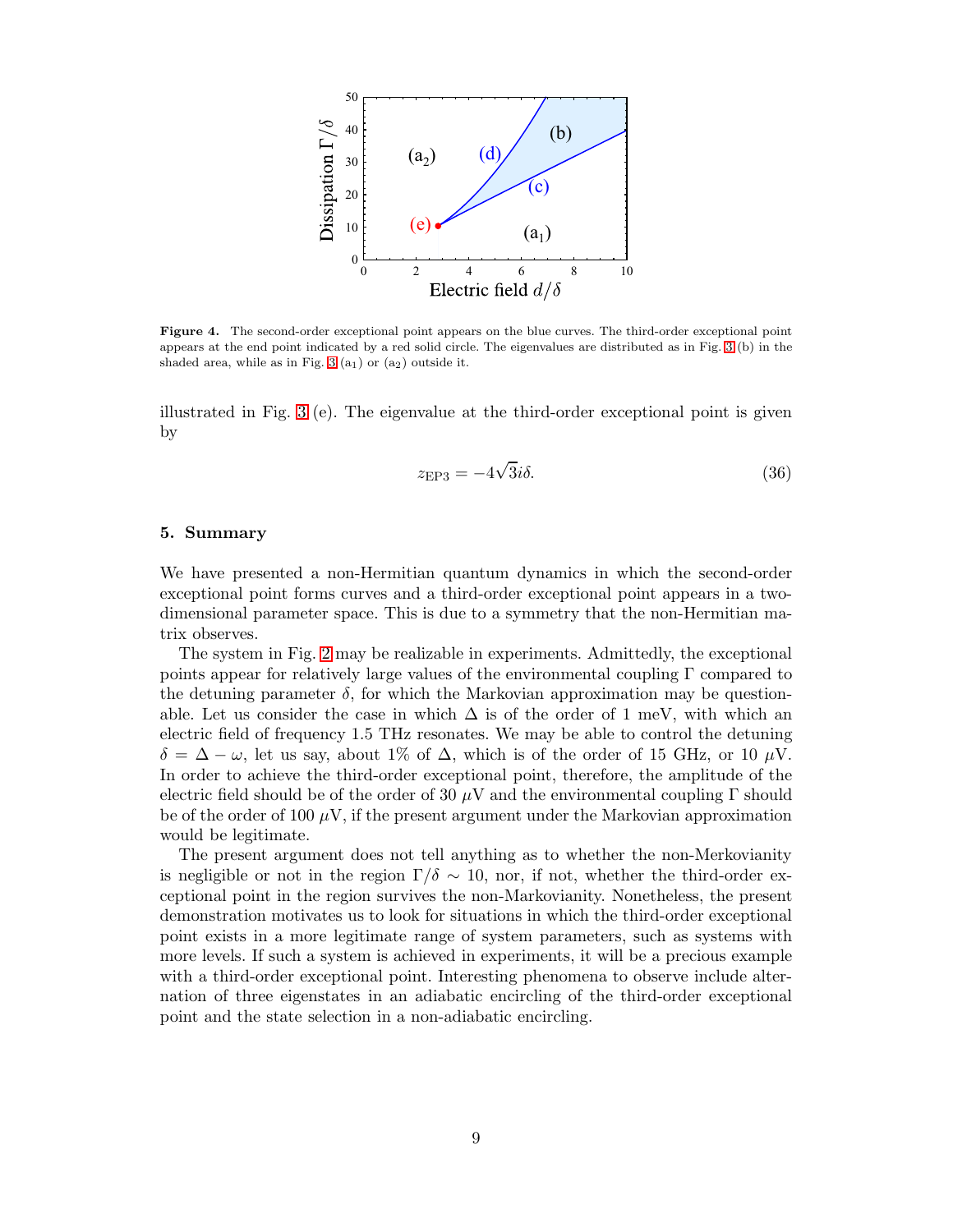**Figure 4.** The second-order exceptional point appears on the blue curves. The third-order exceptional point appears at the end point indicated by a red solid circle. The eigenvalues are distributed as in Fig. 3 (b) in the shaded area, while as in Fig. 3 (a$_1$) or (a$_2$) outside it.

illustrated in Fig. 3 (e). The eigenvalue at the third-order exceptional point is given by

$$z_{\mathrm{EP3}} = -4\sqrt{3}i\delta. \tag{36}$$

## 5. Summary

We have presented a non-Hermitian quantum dynamics in which the second-order exceptional point forms curves and a third-order exceptional point appears in a two-dimensional parameter space. This is due to a symmetry that the non-Hermitian matrix observes.

The system in Fig. 2 may be realizable in experiments. Admittedly, the exceptional points appear for relatively large values of the environmental coupling $\Gamma$ compared to the detuning parameter $\delta$, for which the Markovian approximation may be questionable. Let us consider the case in which $\Delta$ is of the order of 1 meV, with which an electric field of frequency 1.5 THz resonates. We may be able to control the detuning $\delta = \Delta - \omega$, let us say, about 1% of $\Delta$, which is of the order of 15 GHz, or 10 $\mu$V. In order to achieve the third-order exceptional point, therefore, the amplitude of the electric field should be of the order of 30 $\mu$V and the environmental coupling $\Gamma$ should be of the order of 100 $\mu$V, if the present argument under the Markovian approximation would be legitimate.

The present argument does not tell anything as to whether the non-Merkovianity is negligible or not in the region $\Gamma/\delta \sim 10$, nor, if not, whether the third-order exceptional point in the region survives the non-Markovianity. Nonetheless, the present demonstration motivates us to look for situations in which the third-order exceptional point exists in a more legitimate range of system parameters, such as systems with more levels. If such a system is achieved in experiments, it will be a precious example with a third-order exceptional point. Interesting phenomena to observe include alternation of three eigenstates in an adiabatic encircling of the third-order exceptional point and the state selection in a non-adiabatic encircling.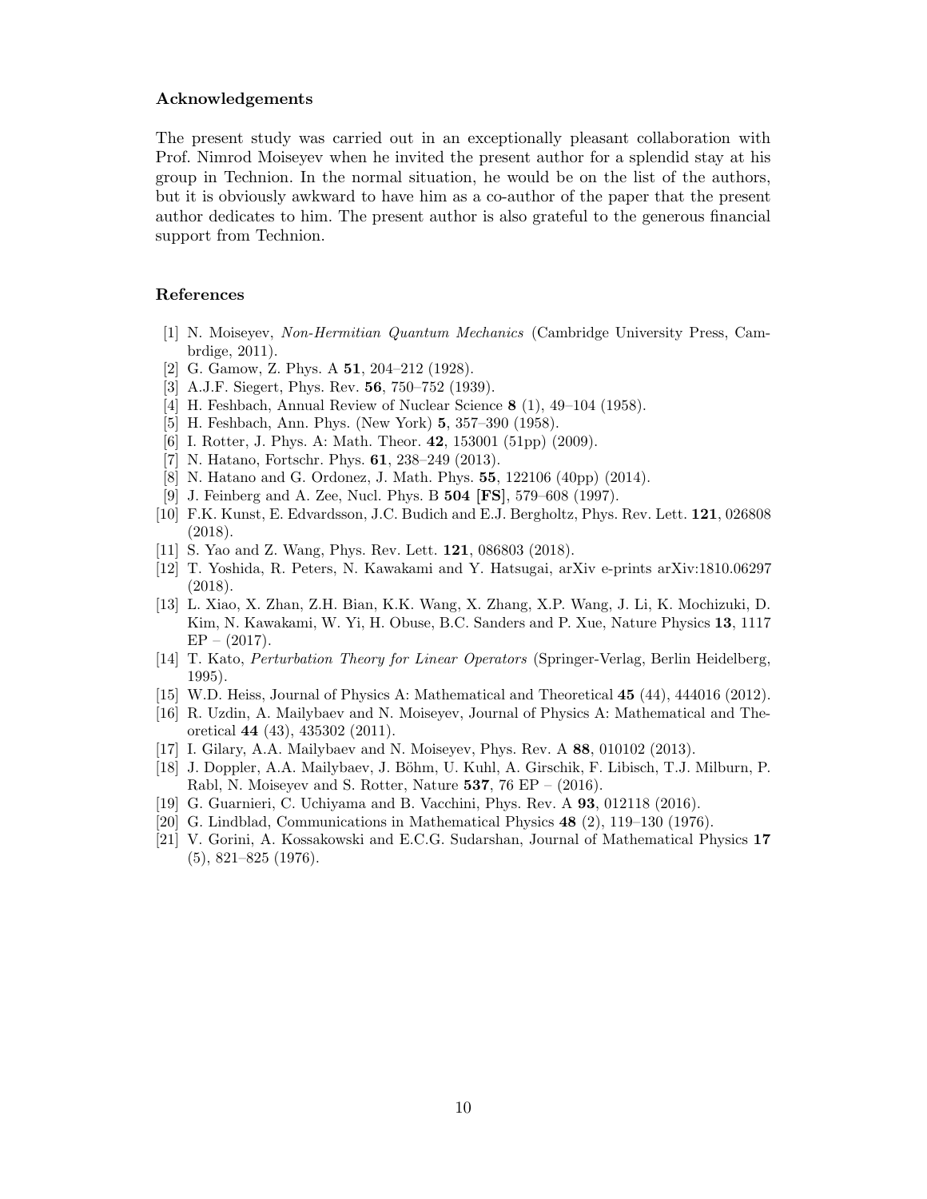## Acknowledgements

The present study was carried out in an exceptionally pleasant collaboration with Prof. Nimrod Moiseyev when he invited the present author for a splendid stay at his group in Technion. In the normal situation, he would be on the list of the authors, but it is obviously awkward to have him as a co-author of the paper that the present author dedicates to him. The present author is also grateful to the generous financial support from Technion.

## References

[1] N. Moiseyev, *Non-Hermitian Quantum Mechanics* (Cambridge University Press, Cambrdige, 2011).

[2] G. Gamow, Z. Phys. A **51**, 204–212 (1928).

[3] A.J.F. Siegert, Phys. Rev. **56**, 750–752 (1939).

[4] H. Feshbach, Annual Review of Nuclear Science **8** (1), 49–104 (1958).

[5] H. Feshbach, Ann. Phys. (New York) **5**, 357–390 (1958).

[6] I. Rotter, J. Phys. A: Math. Theor. **42**, 153001 (51pp) (2009).

[7] N. Hatano, Fortschr. Phys. **61**, 238–249 (2013).

[8] N. Hatano and G. Ordonez, J. Math. Phys. **55**, 122106 (40pp) (2014).

[9] J. Feinberg and A. Zee, Nucl. Phys. B **504** **[FS]**, 579–608 (1997).

[10] F.K. Kunst, E. Edvardsson, J.C. Budich and E.J. Bergholtz, Phys. Rev. Lett. **121**, 026808 (2018).

[11] S. Yao and Z. Wang, Phys. Rev. Lett. **121**, 086803 (2018).

[12] T. Yoshida, R. Peters, N. Kawakami and Y. Hatsugai, arXiv e-prints arXiv:1810.06297 (2018).

[13] L. Xiao, X. Zhan, Z.H. Bian, K.K. Wang, X. Zhang, X.P. Wang, J. Li, K. Mochizuki, D. Kim, N. Kawakami, W. Yi, H. Obuse, B.C. Sanders and P. Xue, Nature Physics **13**, 1117 EP – (2017).

[14] T. Kato, *Perturbation Theory for Linear Operators* (Springer-Verlag, Berlin Heidelberg, 1995).

[15] W.D. Heiss, Journal of Physics A: Mathematical and Theoretical **45** (44), 444016 (2012).

[16] R. Uzdin, A. Mailybaev and N. Moiseyev, Journal of Physics A: Mathematical and Theoretical **44** (43), 435302 (2011).

[17] I. Gilary, A.A. Mailybaev and N. Moiseyev, Phys. Rev. A **88**, 010102 (2013).

[18] J. Doppler, A.A. Mailybaev, J. Böhm, U. Kuhl, A. Girschik, F. Libisch, T.J. Milburn, P. Rabl, N. Moiseyev and S. Rotter, Nature **537**, 76 EP – (2016).

[19] G. Guarnieri, C. Uchiyama and B. Vacchini, Phys. Rev. A **93**, 012118 (2016).

[20] G. Lindblad, Communications in Mathematical Physics **48** (2), 119–130 (1976).

[21] V. Gorini, A. Kossakowski and E.C.G. Sudarshan, Journal of Mathematical Physics **17** (5), 821–825 (1976).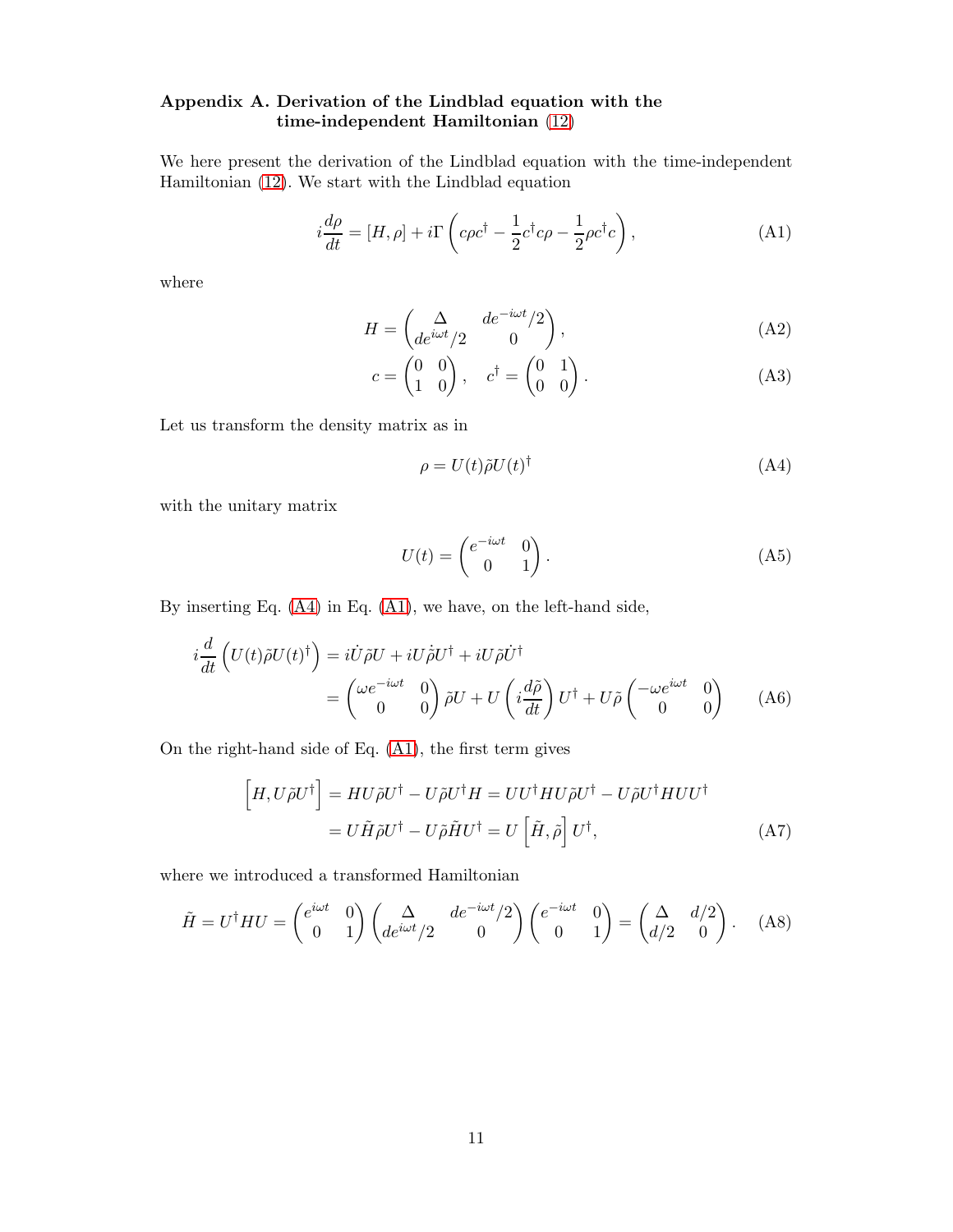### Appendix A. Derivation of the Lindblad equation with the time-independent Hamiltonian (12)

We here present the derivation of the Lindblad equation with the time-independent Hamiltonian (12). We start with the Lindblad equation

$$i\frac{d\rho}{dt} = [H, \rho] + i\Gamma\left(c\rho c^\dagger - \frac{1}{2}c^\dagger c\rho - \frac{1}{2}\rho c^\dagger c\right), \tag{A1}$$

where

$$H = \begin{pmatrix} \Delta & de^{-i\omega t}/2 \\ de^{i\omega t}/2 & 0 \end{pmatrix}, \tag{A2}$$

$$c = \begin{pmatrix} 0 & 0 \\ 1 & 0 \end{pmatrix}, \quad c^\dagger = \begin{pmatrix} 0 & 1 \\ 0 & 0 \end{pmatrix}. \tag{A3}$$

Let us transform the density matrix as in

$$\rho = U(t)\tilde{\rho}U(t)^\dagger \tag{A4}$$

with the unitary matrix

$$U(t) = \begin{pmatrix} e^{-i\omega t} & 0 \\ 0 & 1 \end{pmatrix}. \tag{A5}$$

By inserting Eq. (A4) in Eq. (A1), we have, on the left-hand side,

$$\begin{aligned} i\frac{d}{dt}\left(U(t)\tilde{\rho}U(t)^\dagger\right) &= i\dot{U}\tilde{\rho}U + iU\dot{\tilde{\rho}}U^\dagger + iU\tilde{\rho}\dot{U}^\dagger \\ &= \begin{pmatrix} \omega e^{-i\omega t} & 0 \\ 0 & 0 \end{pmatrix}\tilde{\rho}U + U\left(i\frac{d\tilde{\rho}}{dt}\right)U^\dagger + U\tilde{\rho}\begin{pmatrix} -\omega e^{i\omega t} & 0 \\ 0 & 0 \end{pmatrix} \end{aligned} \tag{A6}$$

On the right-hand side of Eq. (A1), the first term gives

$$\begin{aligned} \left[H, U\tilde{\rho}U^\dagger\right] &= HU\tilde{\rho}U^\dagger - U\tilde{\rho}U^\dagger H = UU^\dagger HU\tilde{\rho}U^\dagger - U\tilde{\rho}U^\dagger HUU^\dagger \\ &= U\tilde{H}\tilde{\rho}U^\dagger - U\tilde{\rho}\tilde{H}U^\dagger = U\left[\tilde{H}, \tilde{\rho}\right]U^\dagger, \end{aligned} \tag{A7}$$

where we introduced a transformed Hamiltonian

$$\tilde{H} = U^\dagger HU = \begin{pmatrix} e^{i\omega t} & 0 \\ 0 & 1 \end{pmatrix}\begin{pmatrix} \Delta & de^{-i\omega t}/2 \\ de^{i\omega t}/2 & 0 \end{pmatrix}\begin{pmatrix} e^{-i\omega t} & 0 \\ 0 & 1 \end{pmatrix} = \begin{pmatrix} \Delta & d/2 \\ d/2 & 0 \end{pmatrix}. \tag{A8}$$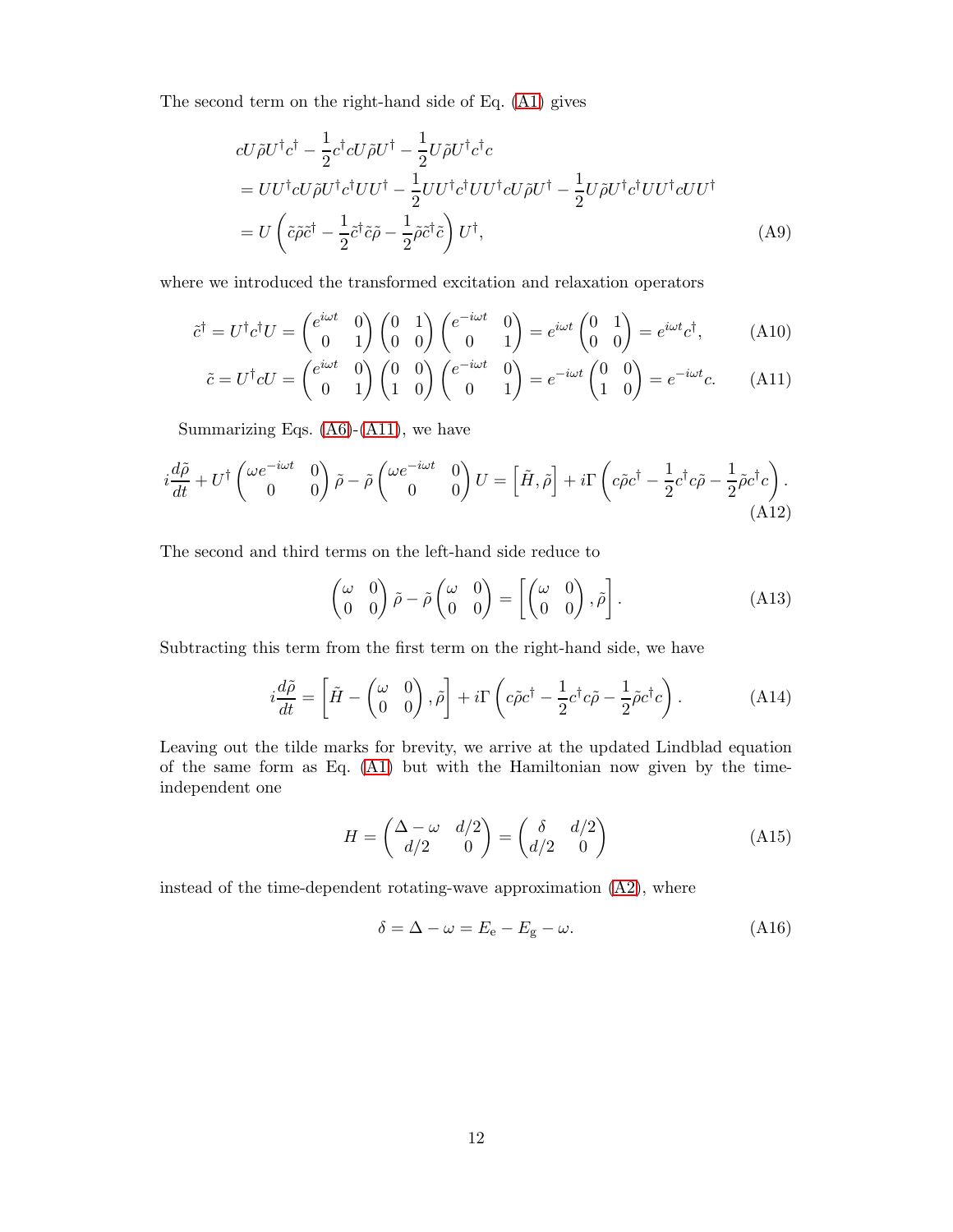The second term on the right-hand side of Eq. (A1) gives

$$
\begin{aligned}
& cU\tilde{\rho}U^\dagger c^\dagger - \frac{1}{2}c^\dagger c U\tilde{\rho}U^\dagger - \frac{1}{2}U\tilde{\rho}U^\dagger c^\dagger c \\
&= UU^\dagger c U\tilde{\rho}U^\dagger c^\dagger UU^\dagger - \frac{1}{2}UU^\dagger c^\dagger UU^\dagger c U\tilde{\rho}U^\dagger - \frac{1}{2}U\tilde{\rho}U^\dagger c^\dagger UU^\dagger c UU^\dagger \\
&= U\left(\tilde{c}\tilde{\rho}\tilde{c}^\dagger - \frac{1}{2}\tilde{c}^\dagger\tilde{c}\tilde{\rho} - \frac{1}{2}\tilde{\rho}\tilde{c}^\dagger\tilde{c}\right)U^\dagger, \qquad \text{(A9)}
\end{aligned}
$$

where we introduced the transformed excitation and relaxation operators

$$
\tilde{c}^\dagger = U^\dagger c^\dagger U = \begin{pmatrix} e^{i\omega t} & 0 \\ 0 & 1 \end{pmatrix}\begin{pmatrix} 0 & 1 \\ 0 & 0 \end{pmatrix}\begin{pmatrix} e^{-i\omega t} & 0 \\ 0 & 1 \end{pmatrix} = e^{i\omega t}\begin{pmatrix} 0 & 1 \\ 0 & 0 \end{pmatrix} = e^{i\omega t}c^\dagger, \qquad \text{(A10)}
$$

$$
\tilde{c} = U^\dagger c U = \begin{pmatrix} e^{i\omega t} & 0 \\ 0 & 1 \end{pmatrix}\begin{pmatrix} 0 & 0 \\ 1 & 0 \end{pmatrix}\begin{pmatrix} e^{-i\omega t} & 0 \\ 0 & 1 \end{pmatrix} = e^{-i\omega t}\begin{pmatrix} 0 & 0 \\ 1 & 0 \end{pmatrix} = e^{-i\omega t}c. \qquad \text{(A11)}
$$

Summarizing Eqs. (A6)-(A11), we have

$$
i\frac{d\tilde{\rho}}{dt} + U^\dagger\begin{pmatrix} \omega e^{-i\omega t} & 0 \\ 0 & 0 \end{pmatrix}\tilde{\rho} - \tilde{\rho}\begin{pmatrix} \omega e^{-i\omega t} & 0 \\ 0 & 0 \end{pmatrix}U = \left[\tilde{H},\tilde{\rho}\right] + i\Gamma\left(c\tilde{\rho}c^\dagger - \frac{1}{2}c^\dagger c\tilde{\rho} - \frac{1}{2}\tilde{\rho}c^\dagger c\right). \qquad \text{(A12)}
$$

The second and third terms on the left-hand side reduce to

$$
\begin{pmatrix} \omega & 0 \\ 0 & 0 \end{pmatrix}\tilde{\rho} - \tilde{\rho}\begin{pmatrix} \omega & 0 \\ 0 & 0 \end{pmatrix} = \left[\begin{pmatrix} \omega & 0 \\ 0 & 0 \end{pmatrix},\tilde{\rho}\right]. \qquad \text{(A13)}
$$

Subtracting this term from the first term on the right-hand side, we have

$$
i\frac{d\tilde{\rho}}{dt} = \left[\tilde{H} - \begin{pmatrix} \omega & 0 \\ 0 & 0 \end{pmatrix},\tilde{\rho}\right] + i\Gamma\left(c\tilde{\rho}c^\dagger - \frac{1}{2}c^\dagger c\tilde{\rho} - \frac{1}{2}\tilde{\rho}c^\dagger c\right). \qquad \text{(A14)}
$$

Leaving out the tilde marks for brevity, we arrive at the updated Lindblad equation of the same form as Eq. (A1) but with the Hamiltonian now given by the time-independent one

$$
H = \begin{pmatrix} \Delta - \omega & d/2 \\ d/2 & 0 \end{pmatrix} = \begin{pmatrix} \delta & d/2 \\ d/2 & 0 \end{pmatrix} \qquad \text{(A15)}
$$

instead of the time-dependent rotating-wave approximation (A2), where

$$
\delta = \Delta - \omega = E_\mathrm{e} - E_\mathrm{g} - \omega. \qquad \text{(A16)}
$$